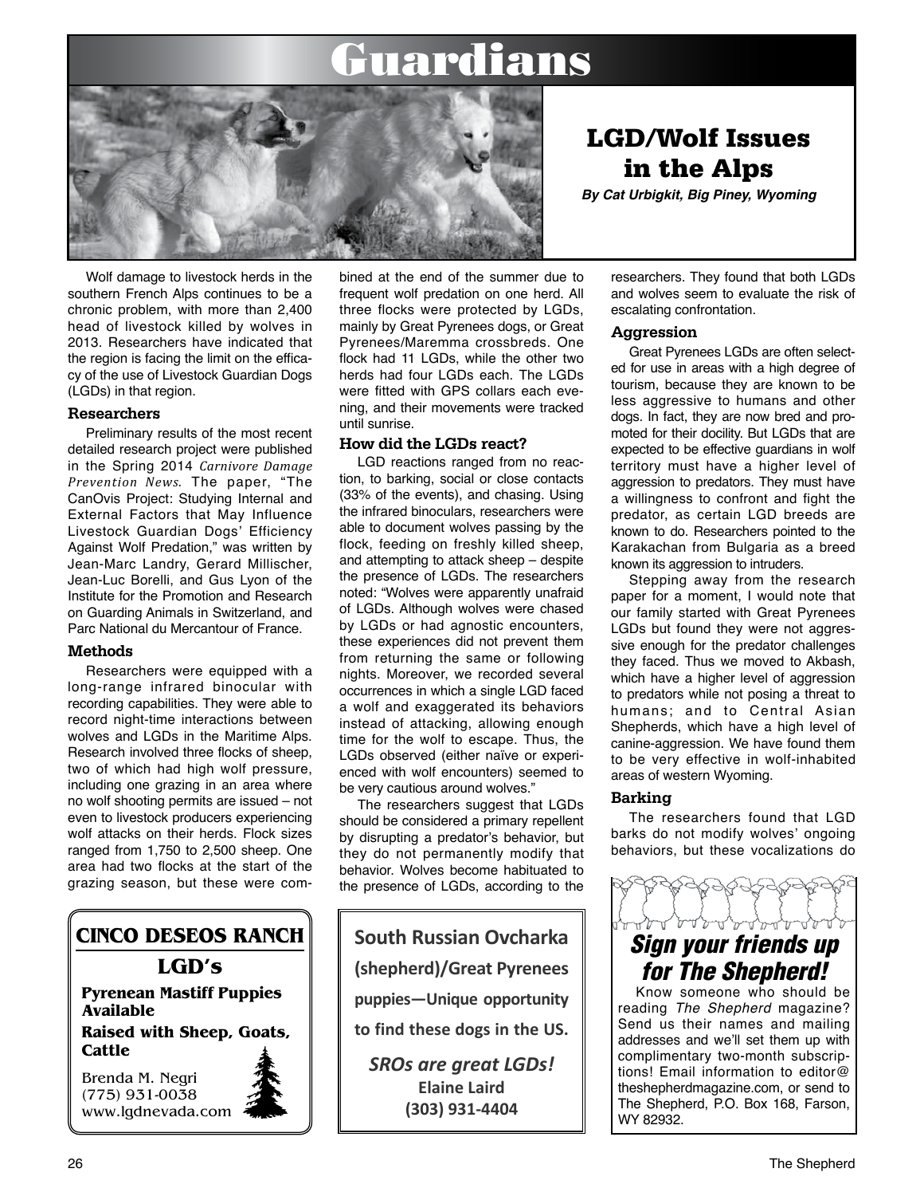# Guardians

## LGD/Wolf Issues in the Alps

***By Cat Urbigkit, Big Piney, Wyoming***

Wolf damage to livestock herds in the southern French Alps continues to be a chronic problem, with more than 2,400 head of livestock killed by wolves in 2013. Researchers have indicated that the region is facing the limit on the efficacy of the use of Livestock Guardian Dogs (LGDs) in that region.

### Researchers

Preliminary results of the most recent detailed research project were published in the Spring 2014 *Carnivore Damage Prevention News.* The paper, "The CanOvis Project: Studying Internal and External Factors that May Influence Livestock Guardian Dogs' Efficiency Against Wolf Predation," was written by Jean-Marc Landry, Gerard Millischer, Jean-Luc Borelli, and Gus Lyon of the Institute for the Promotion and Research on Guarding Animals in Switzerland, and Parc National du Mercantour of France.

### Methods

Researchers were equipped with a long-range infrared binocular with recording capabilities. They were able to record night-time interactions between wolves and LGDs in the Maritime Alps. Research involved three flocks of sheep, two of which had high wolf pressure, including one grazing in an area where no wolf shooting permits are issued – not even to livestock producers experiencing wolf attacks on their herds. Flock sizes ranged from 1,750 to 2,500 sheep. One area had two flocks at the start of the grazing season, but these were combined at the end of the summer due to frequent wolf predation on one herd. All three flocks were protected by LGDs, mainly by Great Pyrenees dogs, or Great Pyrenees/Maremma crossbreds. One flock had 11 LGDs, while the other two herds had four LGDs each. The LGDs were fitted with GPS collars each evening, and their movements were tracked until sunrise.

### How did the LGDs react?

LGD reactions ranged from no reaction, to barking, social or close contacts (33% of the events), and chasing. Using the infrared binoculars, researchers were able to document wolves passing by the flock, feeding on freshly killed sheep, and attempting to attack sheep – despite the presence of LGDs. The researchers noted: "Wolves were apparently unafraid of LGDs. Although wolves were chased by LGDs or had agnostic encounters, these experiences did not prevent them from returning the same or following nights. Moreover, we recorded several occurrences in which a single LGD faced a wolf and exaggerated its behaviors instead of attacking, allowing enough time for the wolf to escape. Thus, the LGDs observed (either naïve or experienced with wolf encounters) seemed to be very cautious around wolves."

The researchers suggest that LGDs should be considered a primary repellent by disrupting a predator's behavior, but they do not permanently modify that behavior. Wolves become habituated to the presence of LGDs, according to the researchers. They found that both LGDs and wolves seem to evaluate the risk of escalating confrontation.

### Aggression

Great Pyrenees LGDs are often selected for use in areas with a high degree of tourism, because they are known to be less aggressive to humans and other dogs. In fact, they are now bred and promoted for their docility. But LGDs that are expected to be effective guardians in wolf territory must have a higher level of aggression to predators. They must have a willingness to confront and fight the predator, as certain LGD breeds are known to do. Researchers pointed to the Karakachan from Bulgaria as a breed known its aggression to intruders.

Stepping away from the research paper for a moment, I would note that our family started with Great Pyrenees LGDs but found they were not aggressive enough for the predator challenges they faced. Thus we moved to Akbash, which have a higher level of aggression to predators while not posing a threat to humans; and to Central Asian Shepherds, which have a high level of canine-aggression. We have found them to be very effective in wolf-inhabited areas of western Wyoming.

### Barking

The researchers found that LGD barks do not modify wolves' ongoing behaviors, but these vocalizations do

---

**CINCO DESEOS RANCH**

**LGD's**

**Pyrenean Mastiff Puppies Available**

**Raised with Sheep, Goats, Cattle**

Brenda M. Negri
(775) 931-0038
www.lgdnevada.com

---

**South Russian Ovcharka (shepherd)/Great Pyrenees puppies—Unique opportunity to find these dogs in the US.**

***SROs are great LGDs!***

**Elaine Laird**
**(303) 931-4404**

---

***Sign your friends up for The Shepherd!***

Know someone who should be reading *The Shepherd* magazine? Send us their names and mailing addresses and we'll set them up with complimentary two-month subscriptions! Email information to editor@theshepherdmagazine.com, or send to The Shepherd, P.O. Box 168, Farson, WY 82932.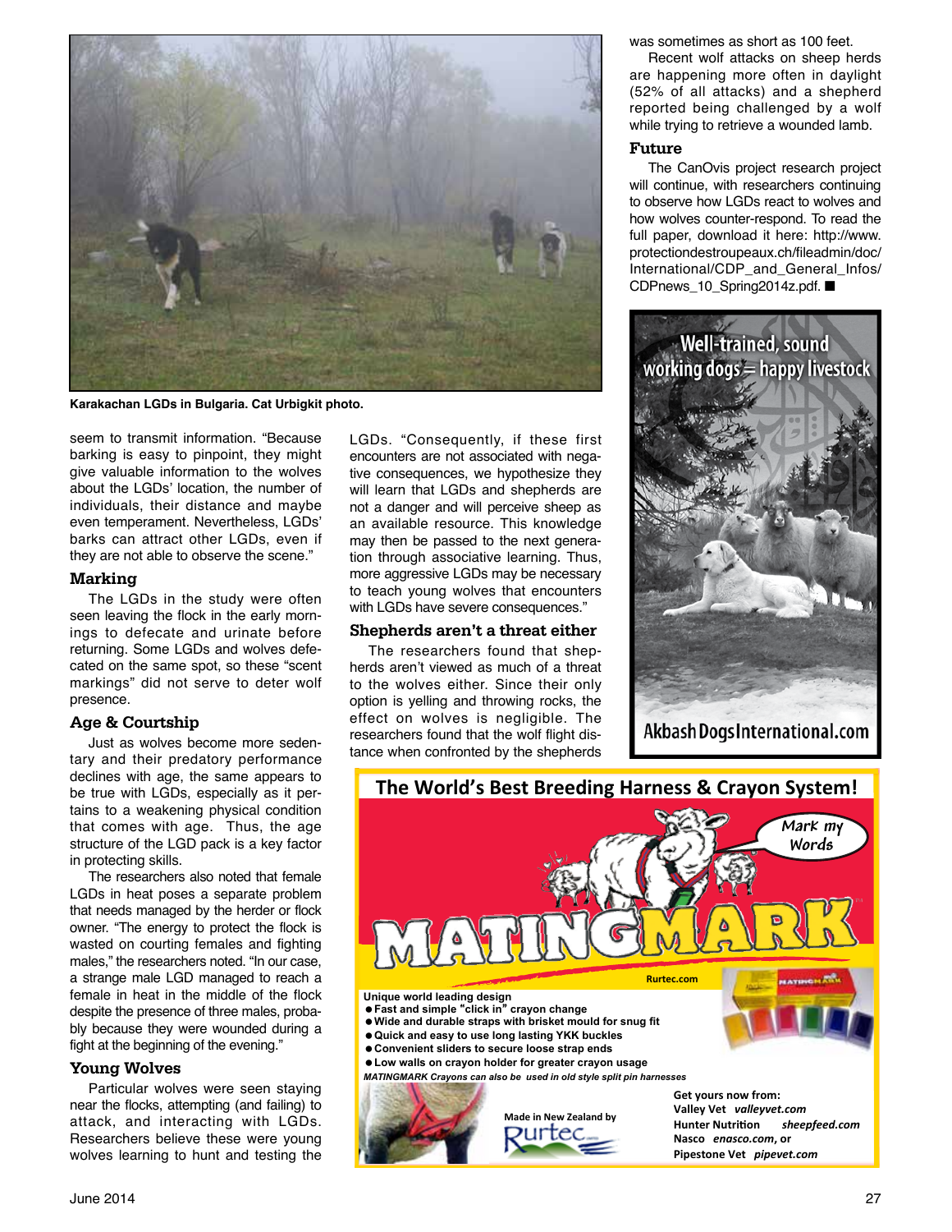Karakachan LGDs in Bulgaria. Cat Urbigkit photo.

seem to transmit information. "Because barking is easy to pinpoint, they might give valuable information to the wolves about the LGDs' location, the number of individuals, their distance and maybe even temperament. Nevertheless, LGDs' barks can attract other LGDs, even if they are not able to observe the scene."

### Marking

The LGDs in the study were often seen leaving the flock in the early mornings to defecate and urinate before returning. Some LGDs and wolves defecated on the same spot, so these "scent markings" did not serve to deter wolf presence.

### Age & Courtship

Just as wolves become more sedentary and their predatory performance declines with age, the same appears to be true with LGDs, especially as it pertains to a weakening physical condition that comes with age. Thus, the age structure of the LGD pack is a key factor in protecting skills.

The researchers also noted that female LGDs in heat poses a separate problem that needs managed by the herder or flock owner. "The energy to protect the flock is wasted on courting females and fighting males," the researchers noted. "In our case, a strange male LGD managed to reach a female in heat in the middle of the flock despite the presence of three males, probably because they were wounded during a fight at the beginning of the evening."

### Young Wolves

Particular wolves were seen staying near the flocks, attempting (and failing) to attack, and interacting with LGDs. Researchers believe these were young wolves learning to hunt and testing the LGDs. "Consequently, if these first encounters are not associated with negative consequences, we hypothesize they will learn that LGDs and shepherds are not a danger and will perceive sheep as an available resource. This knowledge may then be passed to the next generation through associative learning. Thus, more aggressive LGDs may be necessary to teach young wolves that encounters with LGDs have severe consequences."

### Shepherds aren't a threat either

The researchers found that shepherds aren't viewed as much of a threat to the wolves either. Since their only option is yelling and throwing rocks, the effect on wolves is negligible. The researchers found that the wolf flight distance when confronted by the shepherds was sometimes as short as 100 feet.

Recent wolf attacks on sheep herds are happening more often in daylight (52% of all attacks) and a shepherd reported being challenged by a wolf while trying to retrieve a wounded lamb.

### Future

The CanOvis project research project will continue, with researchers continuing to observe how LGDs react to wolves and how wolves counter-respond. To read the full paper, download it here: http://www.protectiondestroupeaux.ch/fileadmin/doc/International/CDP_and_General_Infos/CDPnews_10_Spring2014z.pdf. ■

Well-trained, sound working dogs = happy livestock

AkbashDogsInternational.com

**The World's Best Breeding Harness & Crayon System!**

Mark my Words

MATINGMARK

Rurtec.com

**Unique world leading design**
- **Fast and simple "click in" crayon change**
- **Wide and durable straps with brisket mould for snug fit**
- **Quick and easy to use long lasting YKK buckles**
- **Convenient sliders to secure loose strap ends**
- **Low walls on crayon holder for greater crayon usage**

***MATINGMARK Crayons can also be used in old style split pin harnesses***

Made in New Zealand by Rurtec

**Get yours now from:**
**Valley Vet** *valleyvet.com*
**Hunter Nutrition** *sheepfeed.com*
**Nasco** *enasco.com*, or
**Pipestone Vet** *pipevet.com*